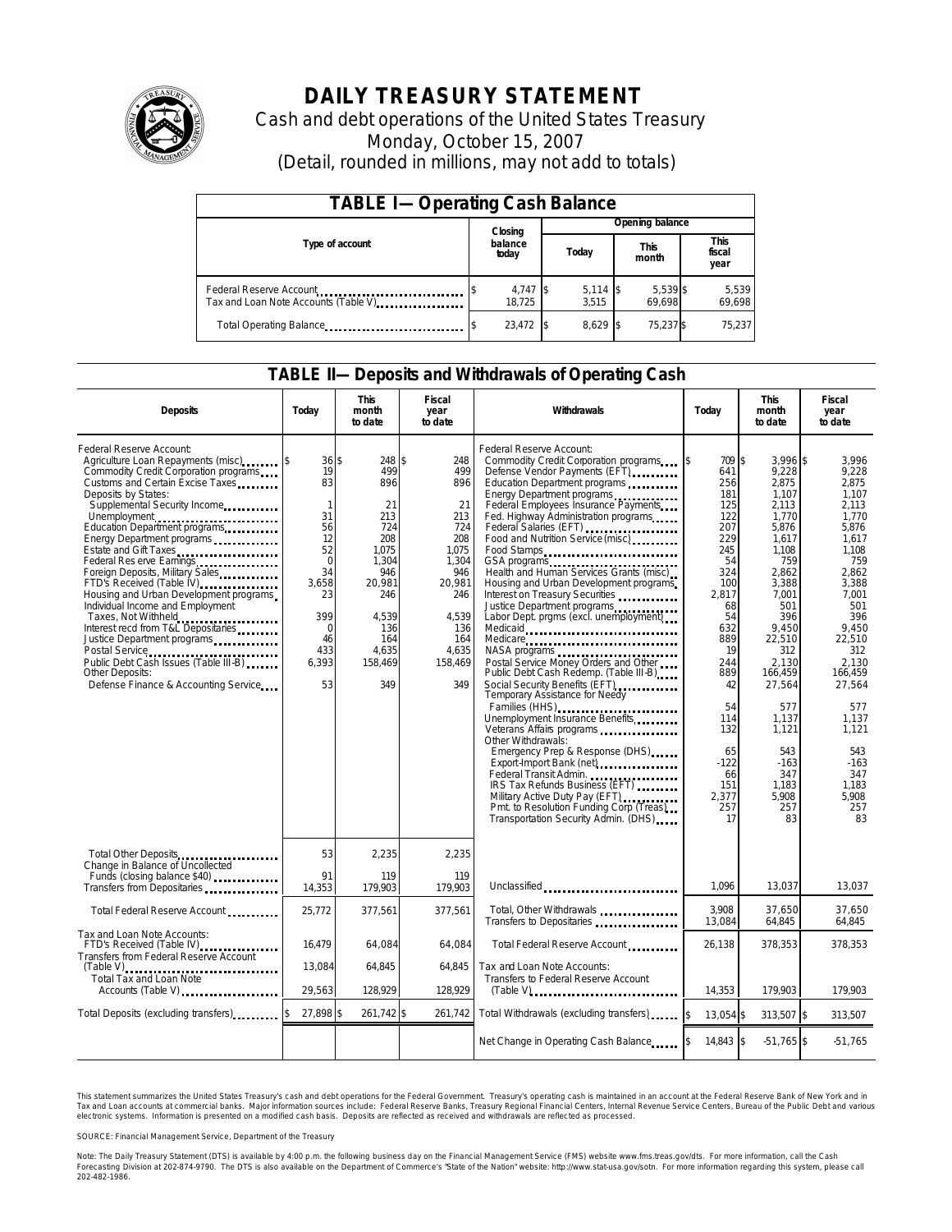# DAILY TREASURY STATEMENT

Cash and debt operations of the United States Treasury

Monday, October 15, 2007

(Detail, rounded in millions, may not add to totals)

## TABLE I—Operating Cash Balance

| Type of account | Closing balance today | Opening balance Today | Opening balance This month | Opening balance This fiscal year |
|---|---|---|---|---|
| Federal Reserve Account | $ 4,747 | $ 5,114 | $ 5,539 | $ 5,539 |
| Tax and Loan Note Accounts (Table V) | 18,725 | 3,515 | 69,698 | 69,698 |
| Total Operating Balance | $ 23,472 | $ 8,629 | $ 75,237 | $ 75,237 |

## TABLE II—Deposits and Withdrawals of Operating Cash

| Deposits | Today | This month to date | Fiscal year to date | Withdrawals | Today | This month to date | Fiscal year to date |
|---|---|---|---|---|---|---|---|
| Federal Reserve Account: | | | | Federal Reserve Account: | | | |
| Agriculture Loan Repayments (misc) | $ 36 | $ 248 | $ 248 | Commodity Credit Corporation programs | $ 709 | $ 3,996 | $ 3,996 |
| Commodity Credit Corporation programs | 19 | 499 | 499 | Defense Vendor Payments (EFT) | 641 | 9,228 | 9,228 |
| Customs and Certain Excise Taxes | 83 | 896 | 896 | Education Department programs | 256 | 2,875 | 2,875 |
| Deposits by States: | | | | Energy Department programs | 181 | 1,107 | 1,107 |
| Supplemental Security Income | 1 | 21 | 21 | Federal Employees Insurance Payments | 125 | 2,113 | 2,113 |
| Unemployment | 31 | 213 | 213 | Fed. Highway Administration programs | 122 | 1,770 | 1,770 |
| Education Department programs | 56 | 724 | 724 | Federal Salaries (EFT) | 207 | 5,876 | 5,876 |
| Energy Department programs | 12 | 208 | 208 | Food and Nutrition Service (misc) | 229 | 1,617 | 1,617 |
| Estate and Gift Taxes | 52 | 1,075 | 1,075 | Food Stamps | 245 | 1,108 | 1,108 |
| Federal Reserve Earnings | 0 | 1,304 | 1,304 | GSA programs | 54 | 759 | 759 |
| Foreign Deposits, Military Sales | 34 | 946 | 946 | Health and Human Services Grants (misc) | 324 | 2,862 | 2,862 |
| FTD's Received (Table IV) | 3,658 | 20,981 | 20,981 | Housing and Urban Development programs | 100 | 3,388 | 3,388 |
| Housing and Urban Development programs | 23 | 246 | 246 | Interest on Treasury Securities | 2,817 | 7,001 | 7,001 |
| Individual Income and Employment Taxes, Not Withheld | 399 | 4,539 | 4,539 | Justice Department programs | 68 | 501 | 501 |
| Interest recd from T&L Depositaries | 0 | 136 | 136 | Labor Dept. prgms (excl. unemployment) | 54 | 396 | 396 |
| Justice Department programs | 46 | 164 | 164 | Medicaid | 632 | 9,450 | 9,450 |
| Postal Service | 433 | 4,635 | 4,635 | Medicare | 889 | 22,510 | 22,510 |
| Public Debt Cash Issues (Table III-B) | 6,393 | 158,469 | 158,469 | NASA programs | 19 | 312 | 312 |
| Other Deposits: | | | | Postal Service Money Orders and Other | 244 | 2,130 | 2,130 |
| Defense Finance & Accounting Service | 53 | 349 | 349 | Public Debt Cash Redemp. (Table III-B) | 889 | 166,459 | 166,459 |
| | | | | Social Security Benefits (EFT) | 42 | 27,564 | 27,564 |
| | | | | Temporary Assistance for Needy Families (HHS) | 54 | 577 | 577 |
| | | | | Unemployment Insurance Benefits | 114 | 1,137 | 1,137 |
| | | | | Veterans Affairs programs | 132 | 1,121 | 1,121 |
| | | | | Other Withdrawals: | | | |
| | | | | Emergency Prep & Response (DHS) | 65 | 543 | 543 |
| | | | | Export-Import Bank (net) | -122 | -163 | -163 |
| | | | | Federal Transit Admin. | 66 | 347 | 347 |
| | | | | IRS Tax Refunds Business (EFT) | 151 | 1,183 | 1,183 |
| | | | | Military Active Duty Pay (EFT) | 2,377 | 5,908 | 5,908 |
| | | | | Pmt. to Resolution Funding Corp (Treas) | 257 | 257 | 257 |
| | | | | Transportation Security Admin. (DHS) | 17 | 83 | 83 |
| Total Other Deposits | 53 | 2,235 | 2,235 | | | | |
| Change in Balance of Uncollected Funds (closing balance $40) | 91 | 119 | 119 | | | | |
| Transfers from Depositaries | 14,353 | 179,903 | 179,903 | Unclassified | 1,096 | 13,037 | 13,037 |
| Total Federal Reserve Account | 25,772 | 377,561 | 377,561 | Total, Other Withdrawals | 3,908 | 37,650 | 37,650 |
| | | | | Transfers to Depositaries | 13,084 | 64,845 | 64,845 |
| Tax and Loan Note Accounts: | | | | | | | |
| FTD's Received (Table IV) | 16,479 | 64,084 | 64,084 | Total Federal Reserve Account | 26,138 | 378,353 | 378,353 |
| Transfers from Federal Reserve Account (Table V) | 13,084 | 64,845 | 64,845 | Tax and Loan Note Accounts: | | | |
| Total Tax and Loan Note Accounts (Table V) | 29,563 | 128,929 | 128,929 | Transfers to Federal Reserve Account (Table V) | 14,353 | 179,903 | 179,903 |
| Total Deposits (excluding transfers) | $ 27,898 | $ 261,742 | $ 261,742 | Total Withdrawals (excluding transfers) | $ 13,054 | $ 313,507 | $ 313,507 |
| | | | | Net Change in Operating Cash Balance | $ 14,843 | $ -51,765 | $ -51,765 |

This statement summarizes the United States Treasury's cash and debt operations for the Federal Government. Treasury's operating cash is maintained in an account at the Federal Reserve Bank of New York and in Tax and Loan accounts at commercial banks. Major information sources include: Federal Reserve Banks, Treasury Regional Financial Centers, Internal Revenue Service Centers, Bureau of the Public Debt and various electronic systems. Information is presented on a modified cash basis. Deposits are reflected as received and withdrawals are reflected as processed.

SOURCE: Financial Management Service, Department of the Treasury

Note: The Daily Treasury Statement (DTS) is available by 4:00 p.m. the following business day on the Financial Management Service (FMS) website www.fms.treas.gov/dts. For more information, call the Cash Forecasting Division at 202-874-9790. The DTS is also available on the Department of Commerce's "State of the Nation" website: http://www.stat-usa.gov/sotn. For more information regarding this system, please call 202-482-1986.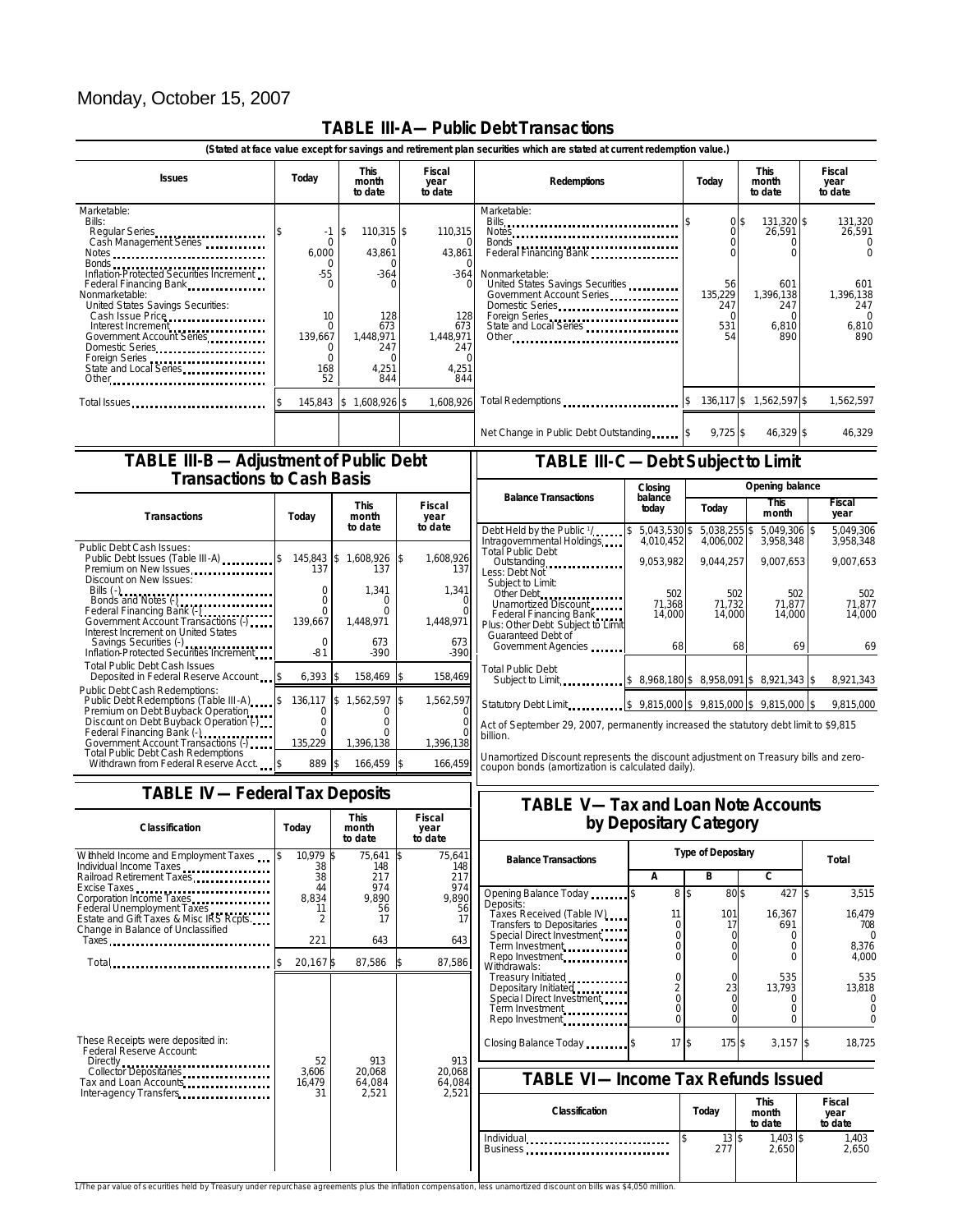Monday, October 15, 2007

## TABLE III-A— Public Debt Transactions

(Stated at face value except for savings and retirement plan securities which are stated at current redemption value.)

| Issues | Today | This month to date | Fiscal year to date |
|---|---|---|---|
| Marketable: | | | |
| Bills: | | | |
| Regular Series | $ -1 | $ 110,315 | $ 110,315 |
| Cash Management Series | 0 | 0 | 0 |
| Notes | 6,000 | 43,861 | 43,861 |
| Bonds | 0 | 0 | 0 |
| Inflation-Protected Securities Increment | -55 | -364 | -364 |
| Federal Financing Bank | 0 | 0 | 0 |
| Nonmarketable: | | | |
| United States Savings Securities: | | | |
| Cash Issue Price | 10 | 128 | 128 |
| Interest Increment | 0 | 673 | 673 |
| Government Account Series | 139,667 | 1,448,971 | 1,448,971 |
| Domestic Series | 0 | 247 | 247 |
| Foreign Series | 0 | 0 | 0 |
| State and Local Series | 168 | 4,251 | 4,251 |
| Other | 52 | 844 | 844 |
| Total Issues | $ 145,843 | $ 1,608,926 | $ 1,608,926 |

| Redemptions | Today | This month to date | Fiscal year to date |
|---|---|---|---|
| Marketable: | | | |
| Bills | $ 0 | $ 131,320 | $ 131,320 |
| Notes | 0 | 26,591 | 26,591 |
| Bonds | 0 | 0 | 0 |
| Federal Financing Bank | 0 | 0 | 0 |
| Nonmarketable: | | | |
| United States Savings Securities | 56 | 601 | 601 |
| Government Account Series | 135,229 | 1,396,138 | 1,396,138 |
| Domestic Series | 247 | 247 | 247 |
| Foreign Series | 0 | 0 | 0 |
| State and Local Series | 531 | 6,810 | 6,810 |
| Other | 54 | 890 | 890 |
| Total Redemptions | $ 136,117 | $ 1,562,597 | $ 1,562,597 |
| Net Change in Public Debt Outstanding | $ 9,725 | $ 46,329 | $ 46,329 |

## TABLE III-B — Adjustment of Public Debt Transactions to Cash Basis

| Transactions | Today | This month to date | Fiscal year to date |
|---|---|---|---|
| Public Debt Cash Issues: | | | |
| Public Debt Issues (Table III-A) | $ 145,843 | $ 1,608,926 | $ 1,608,926 |
| Premium on New Issues | 137 | 137 | 137 |
| Discount on New Issues: | | | |
| Bills (-) | 0 | 1,341 | 1,341 |
| Bonds and Notes (-) | 0 | 0 | 0 |
| Federal Financing Bank (-) | 0 | 0 | 0 |
| Government Account Transactions (-) | 139,667 | 1,448,971 | 1,448,971 |
| Interest Increment on United States Savings Securities (-) | 0 | 673 | 673 |
| Inflation-Protected Securities Increment | -81 | -390 | -390 |
| Total Public Debt Cash Issues Deposited in Federal Reserve Account | $ 6,393 | $ 158,469 | $ 158,469 |
| Public Debt Cash Redemptions: | | | |
| Public Debt Redemptions (Table III-A) | $ 136,117 | $ 1,562,597 | $ 1,562,597 |
| Premium on Debt Buyback Operation | 0 | 0 | 0 |
| Discount on Debt Buyback Operation (-) | 0 | 0 | 0 |
| Federal Financing Bank (-) | 0 | 0 | 0 |
| Government Account Transactions (-) | 135,229 | 1,396,138 | 1,396,138 |
| Total Public Debt Cash Redemptions Withdrawn from Federal Reserve Acct. | $ 889 | $ 166,459 | $ 166,459 |

## TABLE III-C — Debt Subject to Limit

| Balance Transactions | Closing balance today | Opening balance Today | Opening balance This month | Opening balance Fiscal year |
|---|---|---|---|---|
| Debt Held by the Public [1] | $ 5,043,530 | $ 5,038,255 | $ 5,049,306 | $ 5,049,306 |
| Intragovernmental Holdings | 4,010,452 | 4,006,002 | 3,958,348 | 3,958,348 |
| Total Public Debt Outstanding | 9,053,982 | 9,044,257 | 9,007,653 | 9,007,653 |
| Less: Debt Not Subject to Limit: | | | | |
| Other Debt | 502 | 502 | 502 | 502 |
| Unamortized Discount | 71,368 | 71,732 | 71,877 | 71,877 |
| Federal Financing Bank | 14,000 | 14,000 | 14,000 | 14,000 |
| Plus: Other Debt Subject to Limit Guaranteed Debt of Government Agencies | 68 | 68 | 69 | 69 |
| Total Public Debt Subject to Limit | $ 8,968,180 | $ 8,958,091 | $ 8,921,343 | $ 8,921,343 |
| Statutory Debt Limit | $ 9,815,000 | $ 9,815,000 | $ 9,815,000 | $ 9,815,000 |

Act of September 29, 2007, permanently increased the statutory debt limit to $9,815 billion.

Unamortized Discount represents the discount adjustment on Treasury bills and zero-coupon bonds (amortization is calculated daily).

## TABLE IV — Federal Tax Deposits

| Classification | Today | This month to date | Fiscal year to date |
|---|---|---|---|
| Withheld Income and Employment Taxes | $ 10,979 | $ 75,641 | $ 75,641 |
| Individual Income Taxes | 38 | 148 | 148 |
| Railroad Retirement Taxes | 38 | 217 | 217 |
| Excise Taxes | 44 | 974 | 974 |
| Corporation Income Taxes | 8,834 | 9,890 | 9,890 |
| Federal Unemployment Taxes | 11 | 56 | 56 |
| Estate and Gift Taxes & Misc IRS Rcpts. | 2 | 17 | 17 |
| Change in Balance of Unclassified Taxes | 221 | 643 | 643 |
| Total | $ 20,167 | $ 87,586 | $ 87,586 |
| These Receipts were deposited in: | | | |
| Federal Reserve Account: | | | |
| Directly | 52 | 913 | 913 |
| Collector Depositaries | 3,606 | 20,068 | 20,068 |
| Tax and Loan Accounts | 16,479 | 64,084 | 64,084 |
| Inter-agency Transfers | 31 | 2,521 | 2,521 |

## TABLE V — Tax and Loan Note Accounts by Depositary Category

| Balance Transactions | Type of Depositary A | Type of Depositary B | Type of Depositary C | Total |
|---|---|---|---|---|
| Opening Balance Today | $ 8 | $ 80 | $ 427 | $ 3,515 |
| Deposits: | | | | |
| Taxes Received (Table IV) | 11 | 101 | 16,367 | 16,479 |
| Transfers to Depositaries | 0 | 17 | 691 | 708 |
| Special Direct Investment | 0 | 0 | 0 | 0 |
| Term Investment | 0 | 0 | 0 | 8,376 |
| Repo Investment | 0 | 0 | 0 | 4,000 |
| Withdrawals: | | | | |
| Treasury Initiated | 0 | 0 | 535 | 535 |
| Depositary Initiated | 2 | 23 | 13,793 | 13,818 |
| Special Direct Investment | 0 | 0 | 0 | 0 |
| Term Investment | 0 | 0 | 0 | 0 |
| Repo Investment | 0 | 0 | 0 | 0 |
| Closing Balance Today | $ 17 | $ 175 | $ 3,157 | $ 18,725 |

## TABLE VI — Income Tax Refunds Issued

| Classification | Today | This month to date | Fiscal year to date |
|---|---|---|---|
| Individual | $ 13 | $ 1,403 | $ 1,403 |
| Business | 277 | 2,650 | 2,650 |

1/The par value of securities held by Treasury under repurchase agreements plus the inflation compensation, less unamortized discount on bills was $4,050 million.